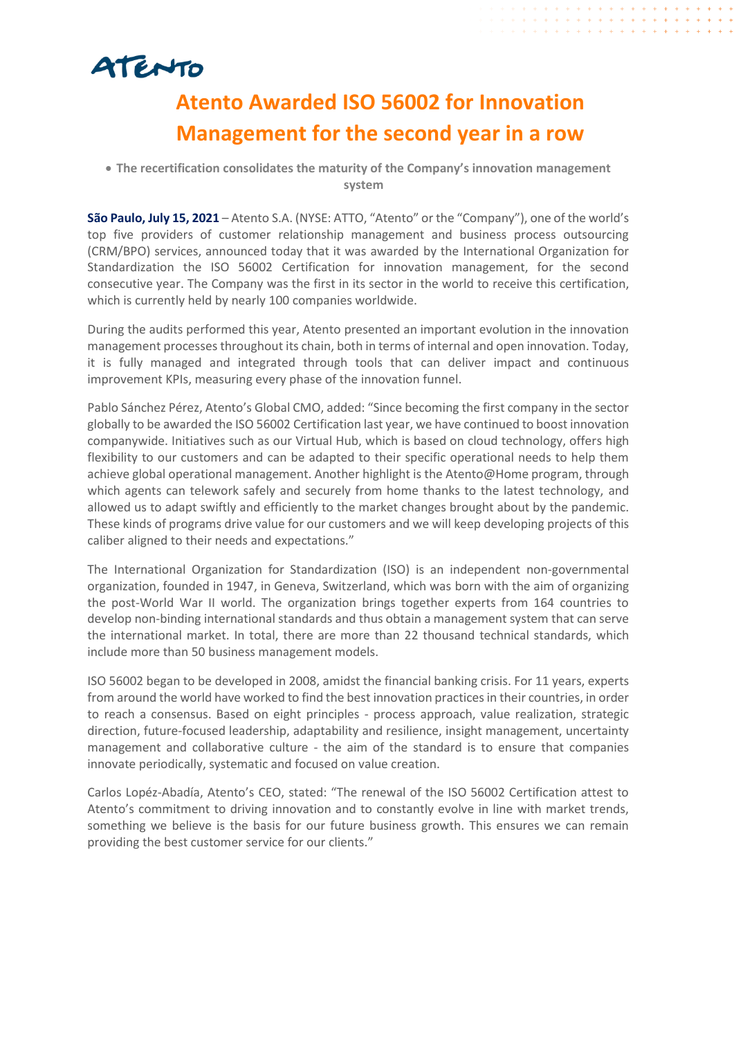ATENTO

# Atento Awarded ISO 56002 for Innovation Management for the second year in a row

- **The recertification consolidates the maturity of the Company's innovation management system**

**São Paulo, July 15, 2021** – Atento S.A. (NYSE: ATTO, "Atento" or the "Company"), one of the world's top five providers of customer relationship management and business process outsourcing (CRM/BPO) services, announced today that it was awarded by the International Organization for Standardization the ISO 56002 Certification for innovation management, for the second consecutive year. The Company was the first in its sector in the world to receive this certification, which is currently held by nearly 100 companies worldwide.

During the audits performed this year, Atento presented an important evolution in the innovation management processes throughout its chain, both in terms of internal and open innovation. Today, it is fully managed and integrated through tools that can deliver impact and continuous improvement KPIs, measuring every phase of the innovation funnel.

Pablo Sánchez Pérez, Atento's Global CMO, added: "Since becoming the first company in the sector globally to be awarded the ISO 56002 Certification last year, we have continued to boost innovation companywide. Initiatives such as our Virtual Hub, which is based on cloud technology, offers high flexibility to our customers and can be adapted to their specific operational needs to help them achieve global operational management. Another highlight is the Atento@Home program, through which agents can telework safely and securely from home thanks to the latest technology, and allowed us to adapt swiftly and efficiently to the market changes brought about by the pandemic. These kinds of programs drive value for our customers and we will keep developing projects of this caliber aligned to their needs and expectations."

The International Organization for Standardization (ISO) is an independent non-governmental organization, founded in 1947, in Geneva, Switzerland, which was born with the aim of organizing the post-World War II world. The organization brings together experts from 164 countries to develop non-binding international standards and thus obtain a management system that can serve the international market. In total, there are more than 22 thousand technical standards, which include more than 50 business management models.

ISO 56002 began to be developed in 2008, amidst the financial banking crisis. For 11 years, experts from around the world have worked to find the best innovation practices in their countries, in order to reach a consensus. Based on eight principles - process approach, value realization, strategic direction, future-focused leadership, adaptability and resilience, insight management, uncertainty management and collaborative culture - the aim of the standard is to ensure that companies innovate periodically, systematic and focused on value creation.

Carlos Lopéz-Abadía, Atento's CEO, stated: "The renewal of the ISO 56002 Certification attest to Atento's commitment to driving innovation and to constantly evolve in line with market trends, something we believe is the basis for our future business growth. This ensures we can remain providing the best customer service for our clients."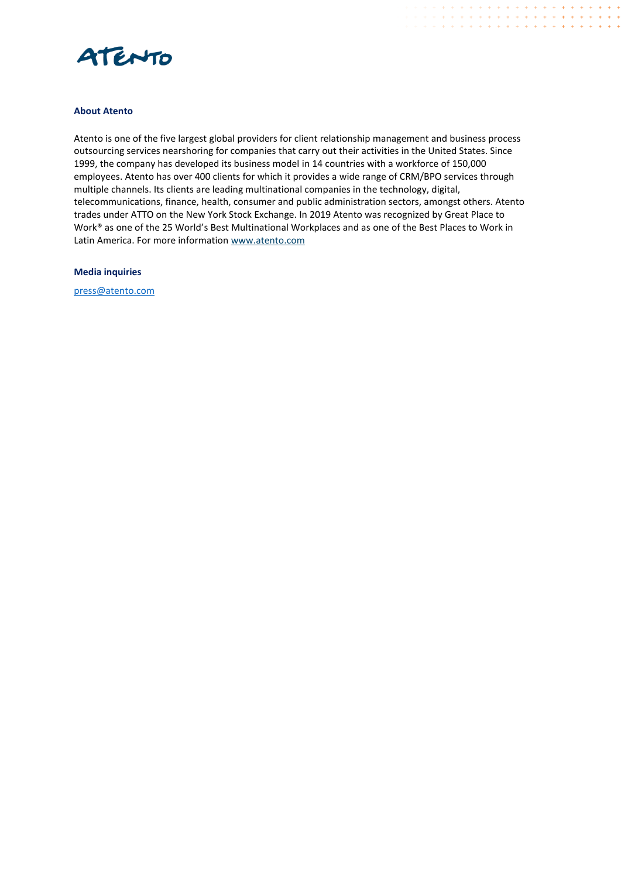**About Atento**

Atento is one of the five largest global providers for client relationship management and business process outsourcing services nearshoring for companies that carry out their activities in the United States. Since 1999, the company has developed its business model in 14 countries with a workforce of 150,000 employees. Atento has over 400 clients for which it provides a wide range of CRM/BPO services through multiple channels. Its clients are leading multinational companies in the technology, digital, telecommunications, finance, health, consumer and public administration sectors, amongst others. Atento trades under ATTO on the New York Stock Exchange. In 2019 Atento was recognized by Great Place to Work® as one of the 25 World's Best Multinational Workplaces and as one of the Best Places to Work in Latin America. For more information [www.atento.com](http://www.atento.com)

**Media inquiries**

[press@atento.com](mailto:press@atento.com)